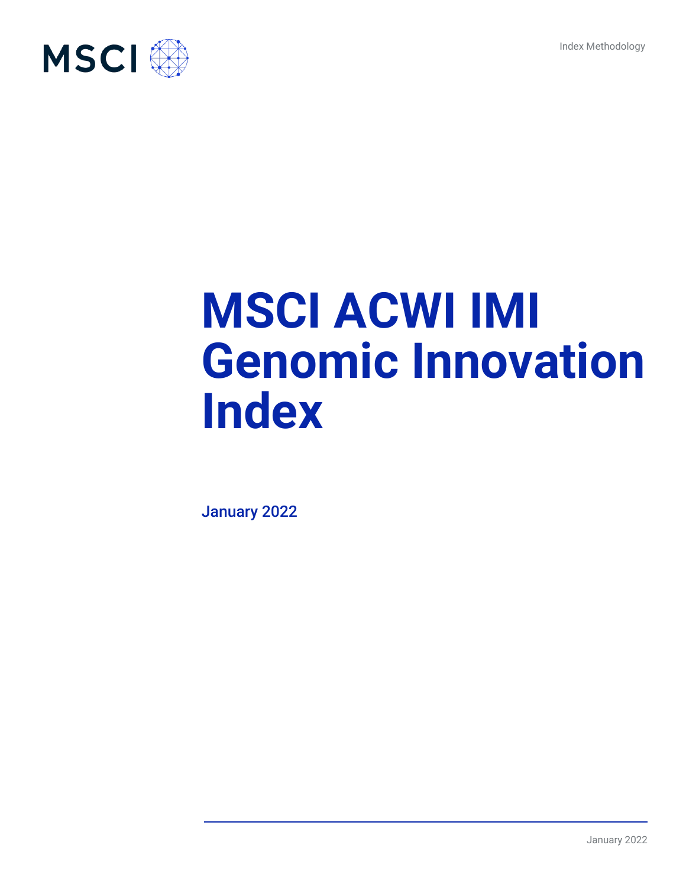# MSCI ACWI IMI Genomic Innovation Index

January 2022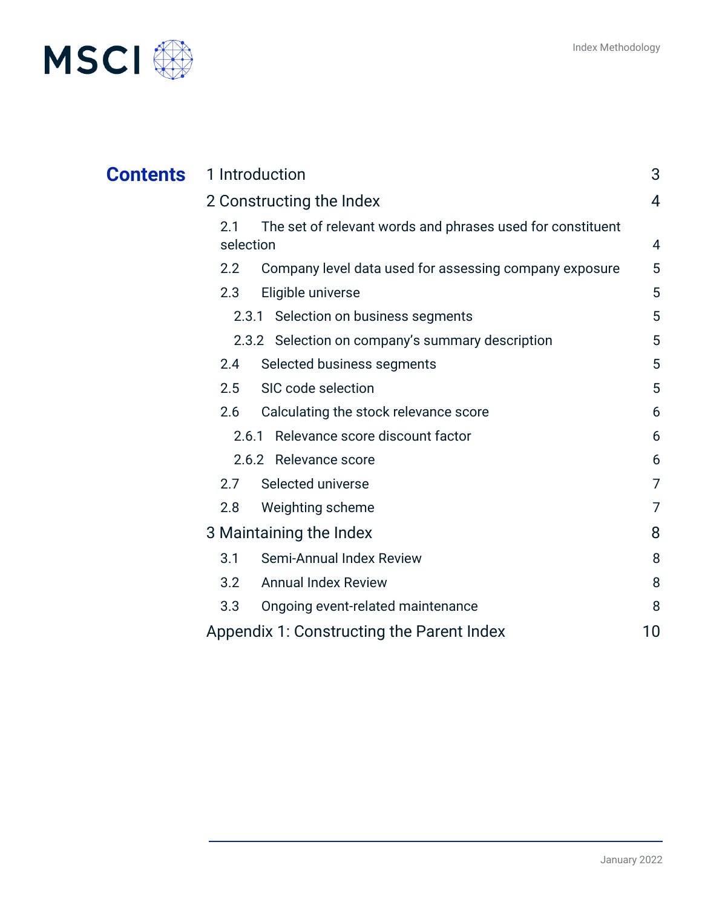# Contents

| | |
|---|---|
| 1 Introduction | 3 |
| 2 Constructing the Index | 4 |
| 2.1 The set of relevant words and phrases used for constituent selection | 4 |
| 2.2 Company level data used for assessing company exposure | 5 |
| 2.3 Eligible universe | 5 |
| 2.3.1 Selection on business segments | 5 |
| 2.3.2 Selection on company's summary description | 5 |
| 2.4 Selected business segments | 5 |
| 2.5 SIC code selection | 5 |
| 2.6 Calculating the stock relevance score | 6 |
| 2.6.1 Relevance score discount factor | 6 |
| 2.6.2 Relevance score | 6 |
| 2.7 Selected universe | 7 |
| 2.8 Weighting scheme | 7 |
| 3 Maintaining the Index | 8 |
| 3.1 Semi-Annual Index Review | 8 |
| 3.2 Annual Index Review | 8 |
| 3.3 Ongoing event-related maintenance | 8 |
| Appendix 1: Constructing the Parent Index | 10 |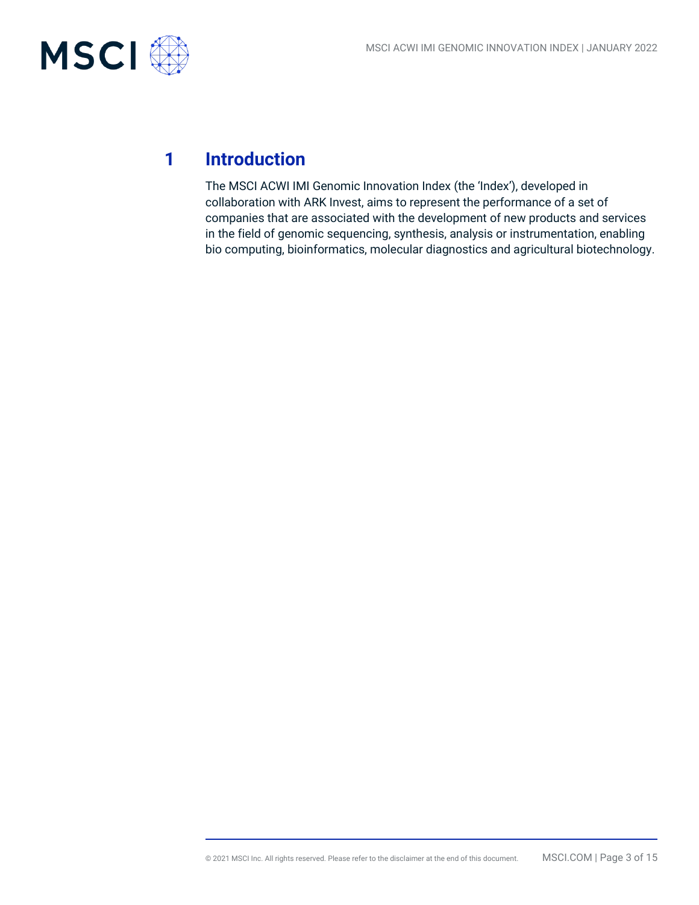# 1 Introduction

The MSCI ACWI IMI Genomic Innovation Index (the 'Index'), developed in collaboration with ARK Invest, aims to represent the performance of a set of companies that are associated with the development of new products and services in the field of genomic sequencing, synthesis, analysis or instrumentation, enabling bio computing, bioinformatics, molecular diagnostics and agricultural biotechnology.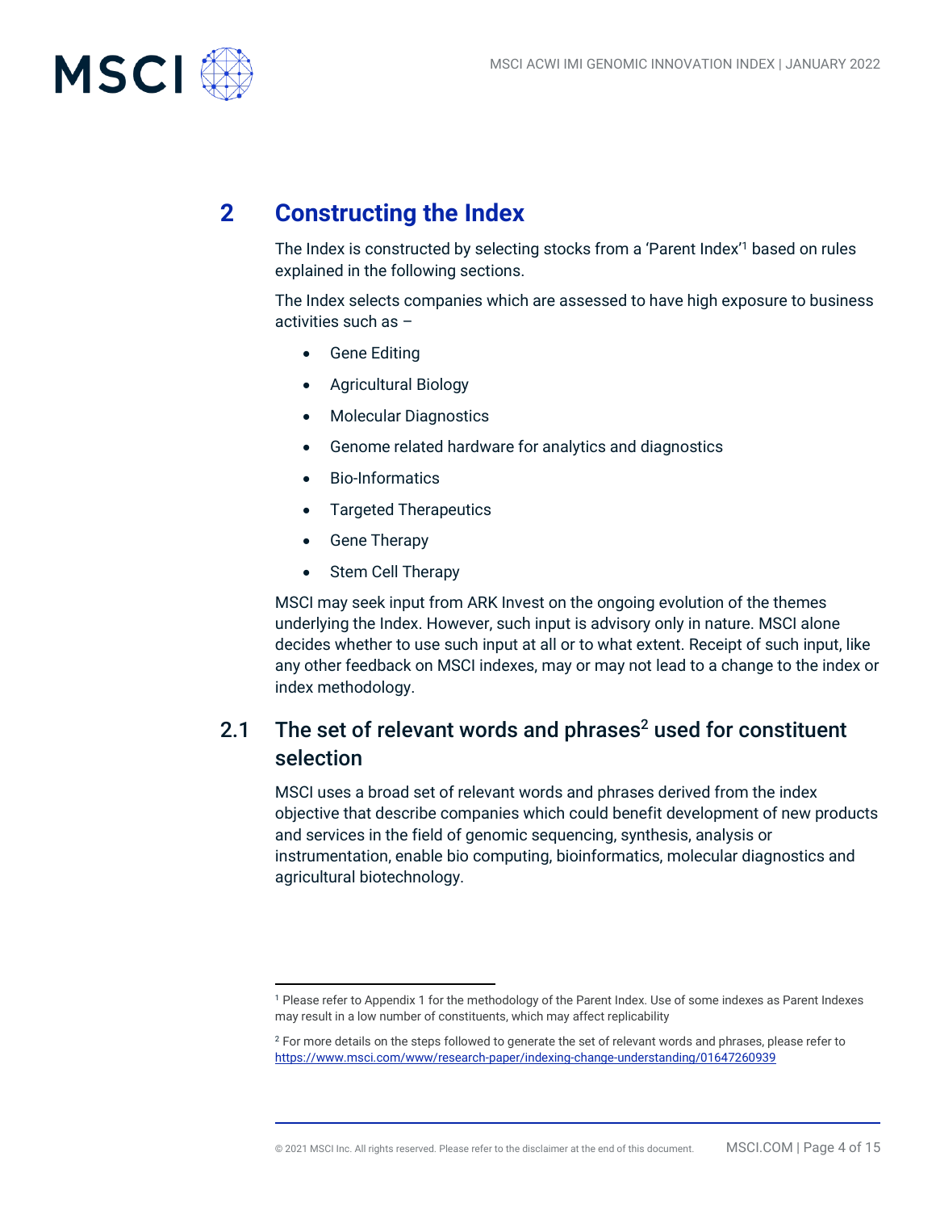## 2 Constructing the Index

The Index is constructed by selecting stocks from a 'Parent Index'[1] based on rules explained in the following sections.

The Index selects companies which are assessed to have high exposure to business activities such as –

- Gene Editing
- Agricultural Biology
- Molecular Diagnostics
- Genome related hardware for analytics and diagnostics
- Bio-Informatics
- Targeted Therapeutics
- Gene Therapy
- Stem Cell Therapy

MSCI may seek input from ARK Invest on the ongoing evolution of the themes underlying the Index. However, such input is advisory only in nature. MSCI alone decides whether to use such input at all or to what extent. Receipt of such input, like any other feedback on MSCI indexes, may or may not lead to a change to the index or index methodology.

### 2.1 The set of relevant words and phrases[2] used for constituent selection

MSCI uses a broad set of relevant words and phrases derived from the index objective that describe companies which could benefit development of new products and services in the field of genomic sequencing, synthesis, analysis or instrumentation, enable bio computing, bioinformatics, molecular diagnostics and agricultural biotechnology.

---

[1] Please refer to Appendix 1 for the methodology of the Parent Index. Use of some indexes as Parent Indexes may result in a low number of constituents, which may affect replicability

[2] For more details on the steps followed to generate the set of relevant words and phrases, please refer to https://www.msci.com/www/research-paper/indexing-change-understanding/01647260939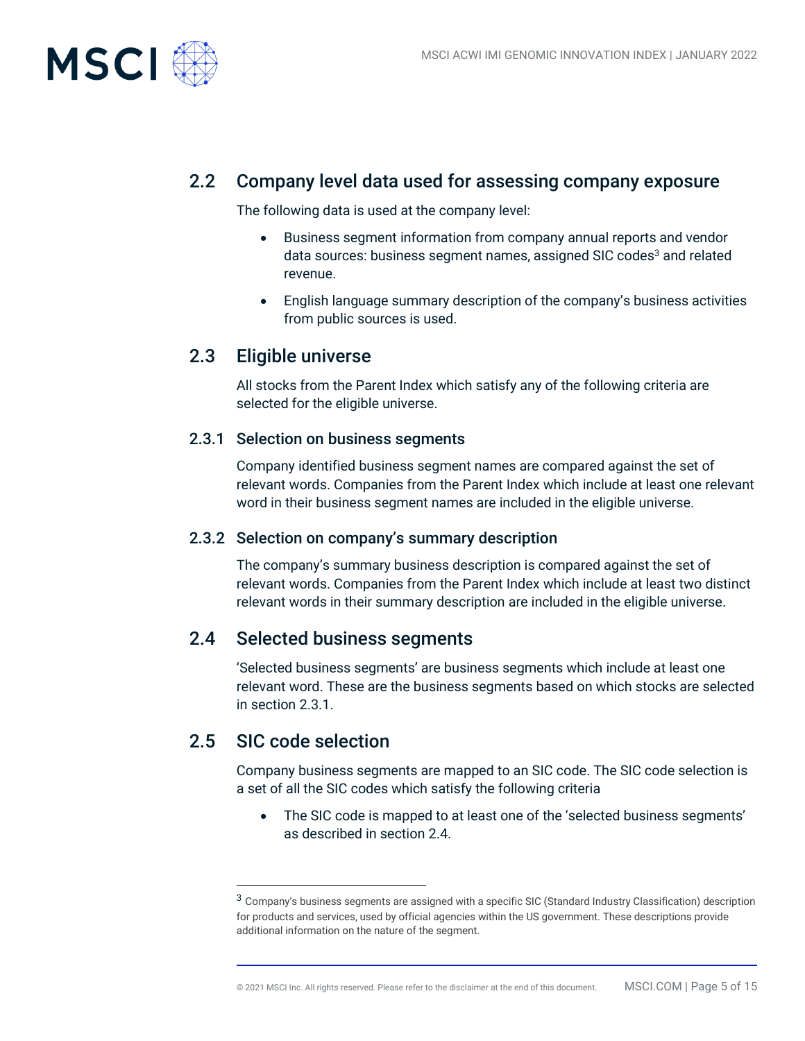## 2.2 Company level data used for assessing company exposure

The following data is used at the company level:

- Business segment information from company annual reports and vendor data sources: business segment names, assigned SIC codes[3] and related revenue.
- English language summary description of the company's business activities from public sources is used.

## 2.3 Eligible universe

All stocks from the Parent Index which satisfy any of the following criteria are selected for the eligible universe.

### 2.3.1 Selection on business segments

Company identified business segment names are compared against the set of relevant words. Companies from the Parent Index which include at least one relevant word in their business segment names are included in the eligible universe.

### 2.3.2 Selection on company's summary description

The company's summary business description is compared against the set of relevant words. Companies from the Parent Index which include at least two distinct relevant words in their summary description are included in the eligible universe.

## 2.4 Selected business segments

'Selected business segments' are business segments which include at least one relevant word. These are the business segments based on which stocks are selected in section 2.3.1.

## 2.5 SIC code selection

Company business segments are mapped to an SIC code. The SIC code selection is a set of all the SIC codes which satisfy the following criteria

- The SIC code is mapped to at least one of the 'selected business segments' as described in section 2.4.

---

[3] Company's business segments are assigned with a specific SIC (Standard Industry Classification) description for products and services, used by official agencies within the US government. These descriptions provide additional information on the nature of the segment.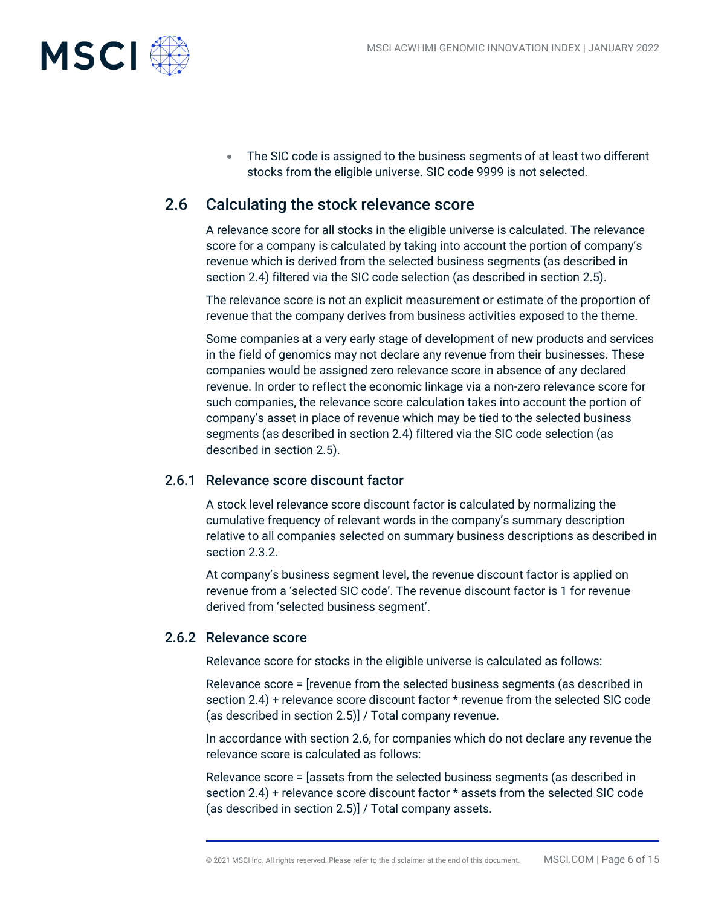- The SIC code is assigned to the business segments of at least two different stocks from the eligible universe. SIC code 9999 is not selected.

## 2.6 Calculating the stock relevance score

A relevance score for all stocks in the eligible universe is calculated. The relevance score for a company is calculated by taking into account the portion of company's revenue which is derived from the selected business segments (as described in section 2.4) filtered via the SIC code selection (as described in section 2.5).

The relevance score is not an explicit measurement or estimate of the proportion of revenue that the company derives from business activities exposed to the theme.

Some companies at a very early stage of development of new products and services in the field of genomics may not declare any revenue from their businesses. These companies would be assigned zero relevance score in absence of any declared revenue. In order to reflect the economic linkage via a non-zero relevance score for such companies, the relevance score calculation takes into account the portion of company's asset in place of revenue which may be tied to the selected business segments (as described in section 2.4) filtered via the SIC code selection (as described in section 2.5).

### 2.6.1 Relevance score discount factor

A stock level relevance score discount factor is calculated by normalizing the cumulative frequency of relevant words in the company's summary description relative to all companies selected on summary business descriptions as described in section 2.3.2.

At company's business segment level, the revenue discount factor is applied on revenue from a 'selected SIC code'. The revenue discount factor is 1 for revenue derived from 'selected business segment'.

### 2.6.2 Relevance score

Relevance score for stocks in the eligible universe is calculated as follows:

Relevance score = [revenue from the selected business segments (as described in section 2.4) + relevance score discount factor * revenue from the selected SIC code (as described in section 2.5)] / Total company revenue.

In accordance with section 2.6, for companies which do not declare any revenue the relevance score is calculated as follows:

Relevance score = [assets from the selected business segments (as described in section 2.4) + relevance score discount factor * assets from the selected SIC code (as described in section 2.5)] / Total company assets.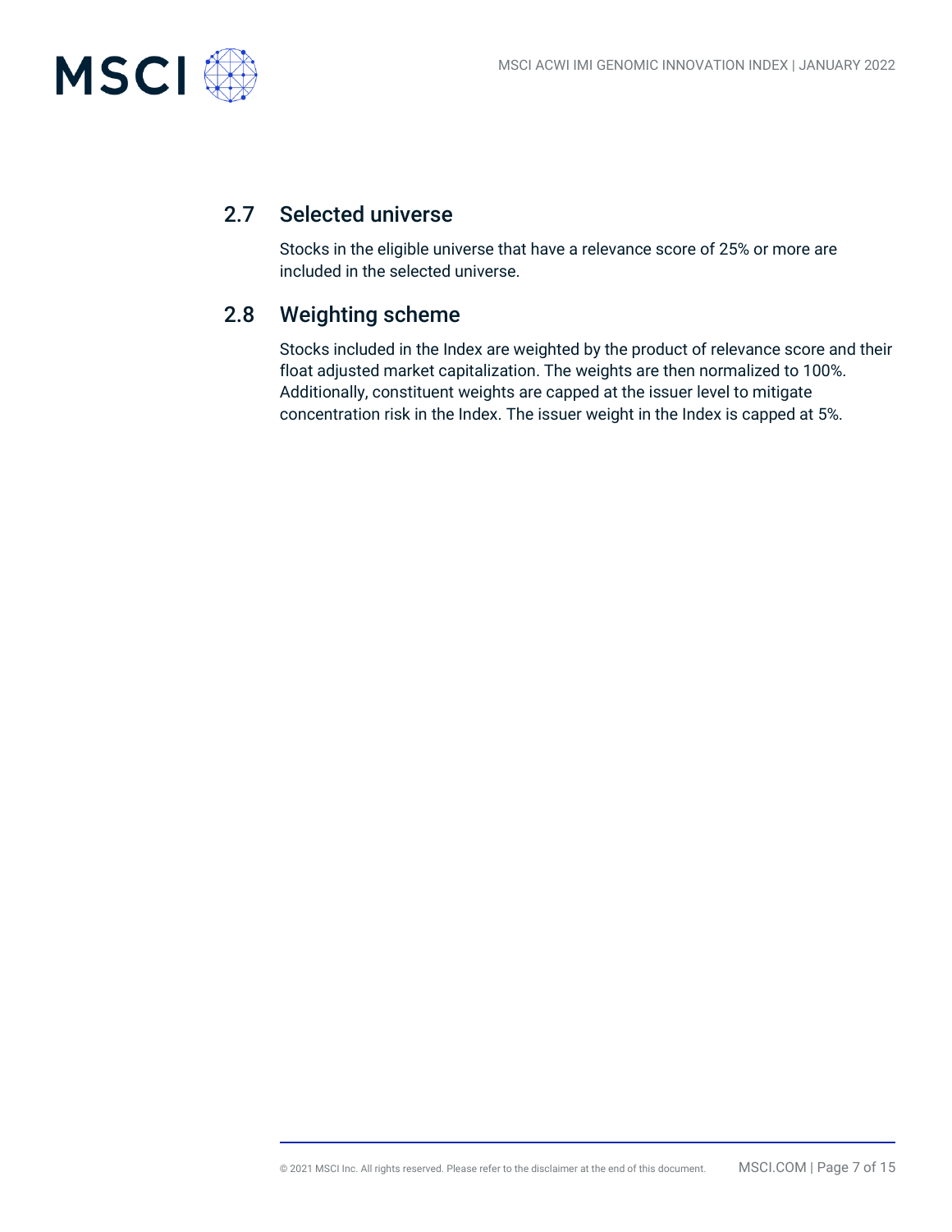## 2.7 Selected universe

Stocks in the eligible universe that have a relevance score of 25% or more are included in the selected universe.

## 2.8 Weighting scheme

Stocks included in the Index are weighted by the product of relevance score and their float adjusted market capitalization. The weights are then normalized to 100%. Additionally, constituent weights are capped at the issuer level to mitigate concentration risk in the Index. The issuer weight in the Index is capped at 5%.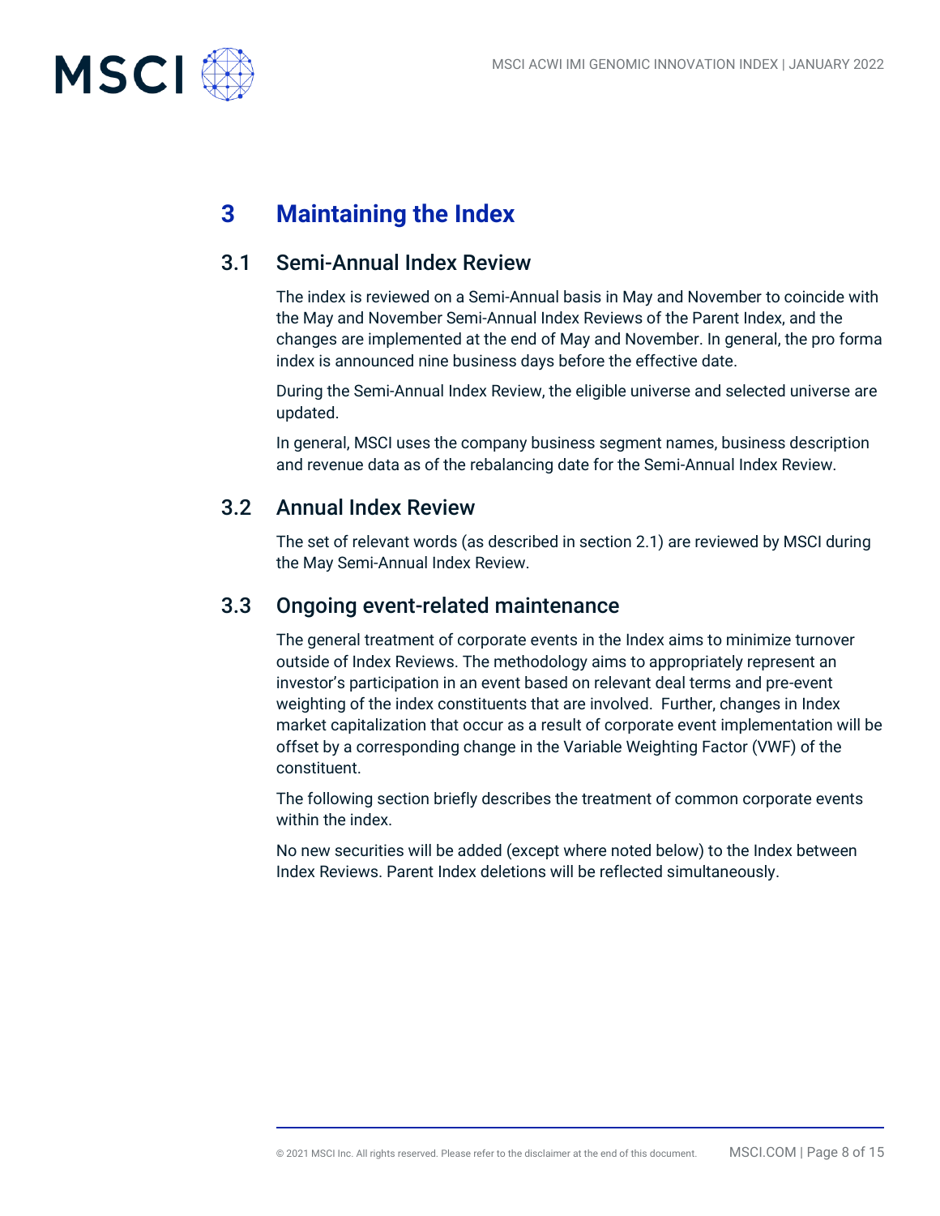# 3 Maintaining the Index

## 3.1 Semi-Annual Index Review

The index is reviewed on a Semi-Annual basis in May and November to coincide with the May and November Semi-Annual Index Reviews of the Parent Index, and the changes are implemented at the end of May and November. In general, the pro forma index is announced nine business days before the effective date.

During the Semi-Annual Index Review, the eligible universe and selected universe are updated.

In general, MSCI uses the company business segment names, business description and revenue data as of the rebalancing date for the Semi-Annual Index Review.

## 3.2 Annual Index Review

The set of relevant words (as described in section 2.1) are reviewed by MSCI during the May Semi-Annual Index Review.

## 3.3 Ongoing event-related maintenance

The general treatment of corporate events in the Index aims to minimize turnover outside of Index Reviews. The methodology aims to appropriately represent an investor's participation in an event based on relevant deal terms and pre-event weighting of the index constituents that are involved. Further, changes in Index market capitalization that occur as a result of corporate event implementation will be offset by a corresponding change in the Variable Weighting Factor (VWF) of the constituent.

The following section briefly describes the treatment of common corporate events within the index.

No new securities will be added (except where noted below) to the Index between Index Reviews. Parent Index deletions will be reflected simultaneously.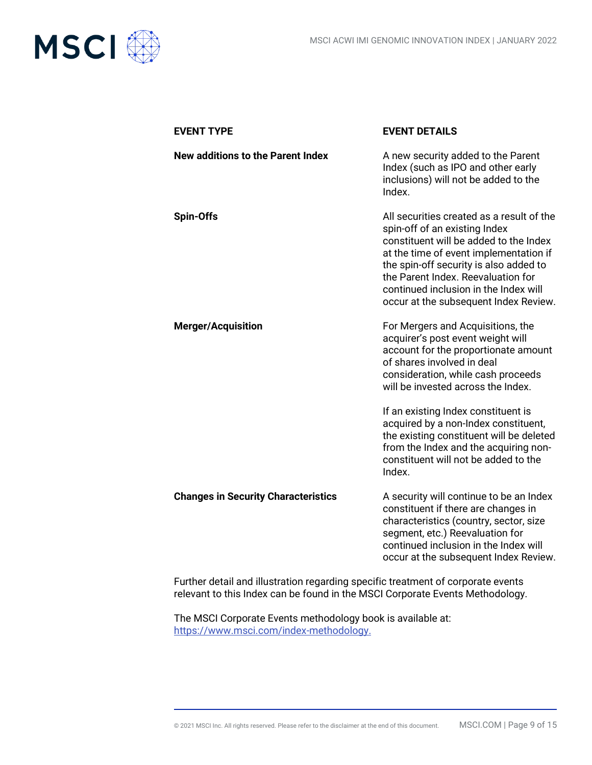| EVENT TYPE | EVENT DETAILS |
|---|---|
| **New additions to the Parent Index** | A new security added to the Parent Index (such as IPO and other early inclusions) will not be added to the Index. |
| **Spin-Offs** | All securities created as a result of the spin-off of an existing Index constituent will be added to the Index at the time of event implementation if the spin-off security is also added to the Parent Index. Reevaluation for continued inclusion in the Index will occur at the subsequent Index Review. |
| **Merger/Acquisition** | For Mergers and Acquisitions, the acquirer's post event weight will account for the proportionate amount of shares involved in deal consideration, while cash proceeds will be invested across the Index.<br><br>If an existing Index constituent is acquired by a non-Index constituent, the existing constituent will be deleted from the Index and the acquiring non-constituent will not be added to the Index. |
| **Changes in Security Characteristics** | A security will continue to be an Index constituent if there are changes in characteristics (country, sector, size segment, etc.) Reevaluation for continued inclusion in the Index will occur at the subsequent Index Review. |

Further detail and illustration regarding specific treatment of corporate events relevant to this Index can be found in the MSCI Corporate Events Methodology.

The MSCI Corporate Events methodology book is available at:
https://www.msci.com/index-methodology.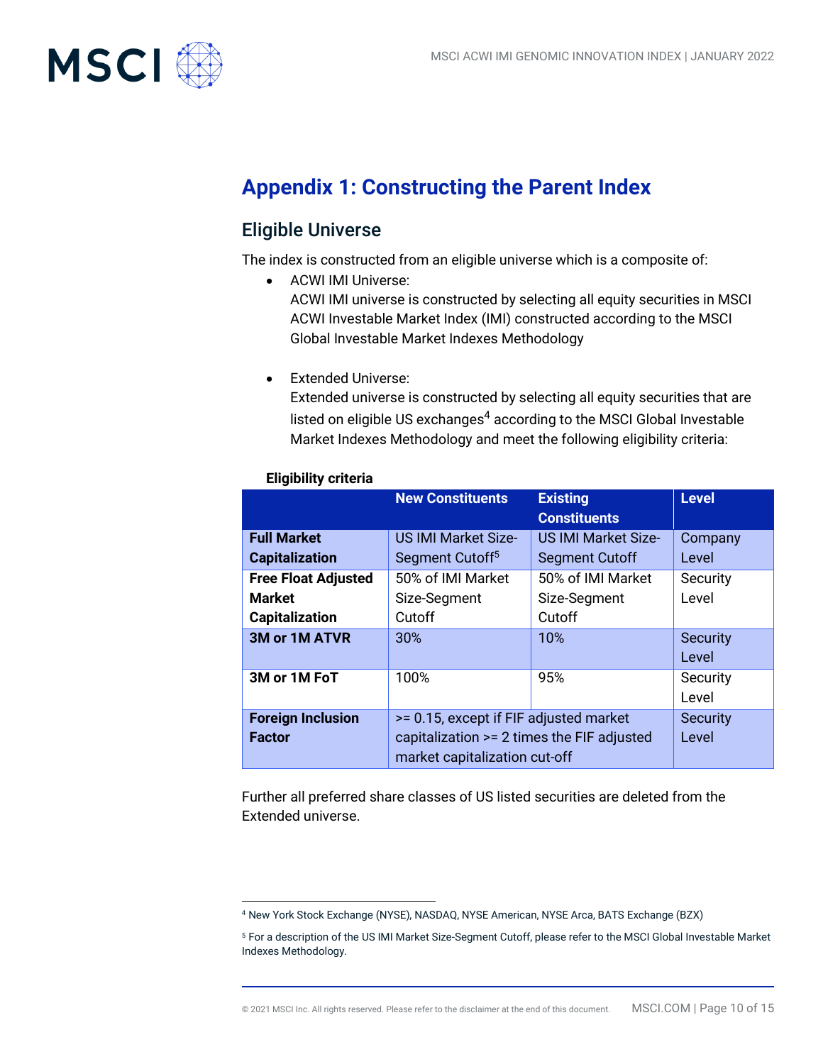# Appendix 1: Constructing the Parent Index

## Eligible Universe

The index is constructed from an eligible universe which is a composite of:

- ACWI IMI Universe:
  ACWI IMI universe is constructed by selecting all equity securities in MSCI ACWI Investable Market Index (IMI) constructed according to the MSCI Global Investable Market Indexes Methodology

- Extended Universe:
  Extended universe is constructed by selecting all equity securities that are listed on eligible US exchanges[4] according to the MSCI Global Investable Market Indexes Methodology and meet the following eligibility criteria:

**Eligibility criteria**

| | New Constituents | Existing Constituents | Level |
|---|---|---|---|
| **Full Market Capitalization** | US IMI Market Size-Segment Cutoff[5] | US IMI Market Size-Segment Cutoff | Company Level |
| **Free Float Adjusted Market Capitalization** | 50% of IMI Market Size-Segment Cutoff | 50% of IMI Market Size-Segment Cutoff | Security Level |
| **3M or 1M ATVR** | 30% | 10% | Security Level |
| **3M or 1M FoT** | 100% | 95% | Security Level |
| **Foreign Inclusion Factor** | >= 0.15, except if FIF adjusted market capitalization >= 2 times the FIF adjusted market capitalization cut-off | | Security Level |

Further all preferred share classes of US listed securities are deleted from the Extended universe.

[4] New York Stock Exchange (NYSE), NASDAQ, NYSE American, NYSE Arca, BATS Exchange (BZX)

[5] For a description of the US IMI Market Size-Segment Cutoff, please refer to the MSCI Global Investable Market Indexes Methodology.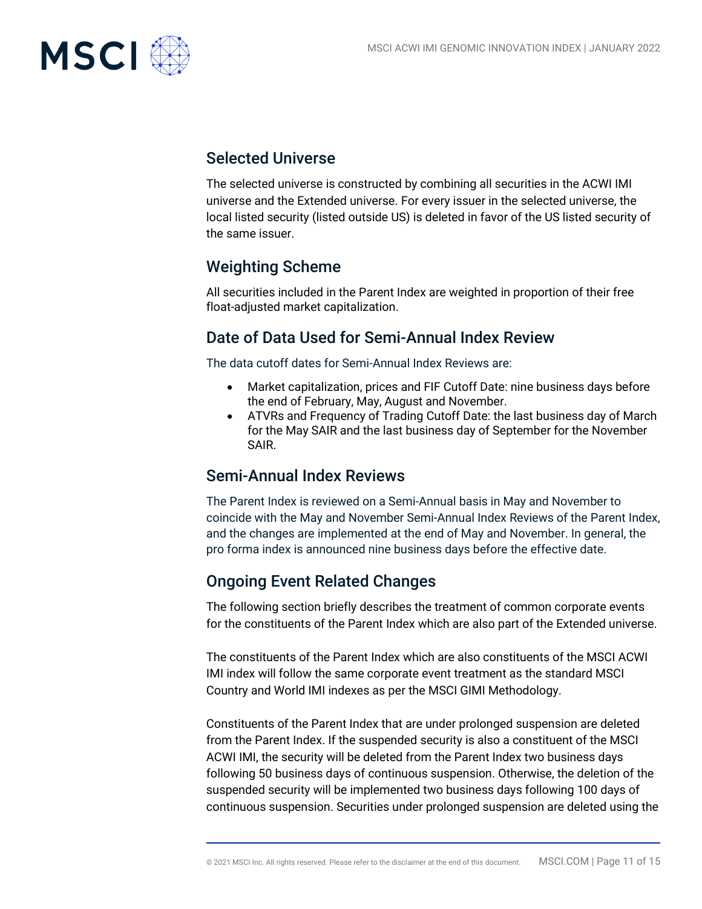## Selected Universe

The selected universe is constructed by combining all securities in the ACWI IMI universe and the Extended universe. For every issuer in the selected universe, the local listed security (listed outside US) is deleted in favor of the US listed security of the same issuer.

## Weighting Scheme

All securities included in the Parent Index are weighted in proportion of their free float-adjusted market capitalization.

## Date of Data Used for Semi-Annual Index Review

The data cutoff dates for Semi-Annual Index Reviews are:

- Market capitalization, prices and FIF Cutoff Date: nine business days before the end of February, May, August and November.
- ATVRs and Frequency of Trading Cutoff Date: the last business day of March for the May SAIR and the last business day of September for the November SAIR.

## Semi-Annual Index Reviews

The Parent Index is reviewed on a Semi-Annual basis in May and November to coincide with the May and November Semi-Annual Index Reviews of the Parent Index, and the changes are implemented at the end of May and November. In general, the pro forma index is announced nine business days before the effective date.

## Ongoing Event Related Changes

The following section briefly describes the treatment of common corporate events for the constituents of the Parent Index which are also part of the Extended universe.

The constituents of the Parent Index which are also constituents of the MSCI ACWI IMI index will follow the same corporate event treatment as the standard MSCI Country and World IMI indexes as per the MSCI GIMI Methodology.

Constituents of the Parent Index that are under prolonged suspension are deleted from the Parent Index. If the suspended security is also a constituent of the MSCI ACWI IMI, the security will be deleted from the Parent Index two business days following 50 business days of continuous suspension. Otherwise, the deletion of the suspended security will be implemented two business days following 100 days of continuous suspension. Securities under prolonged suspension are deleted using the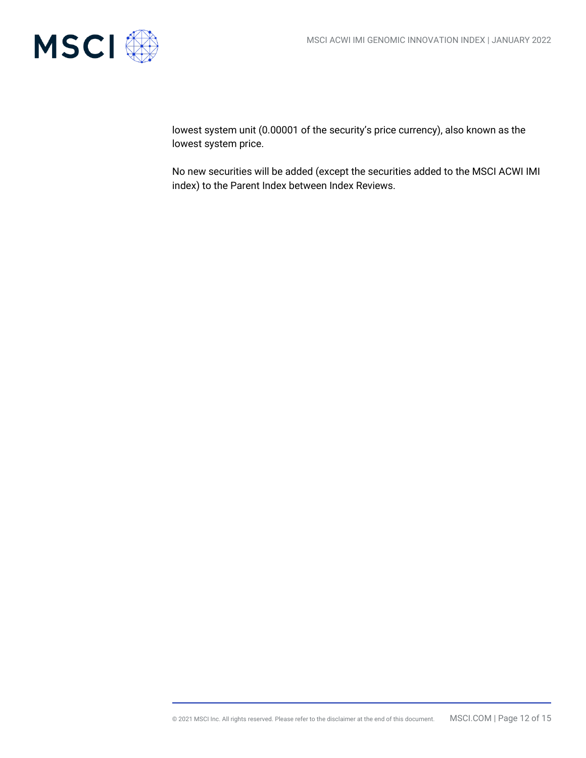lowest system unit (0.00001 of the security's price currency), also known as the lowest system price.

No new securities will be added (except the securities added to the MSCI ACWI IMI index) to the Parent Index between Index Reviews.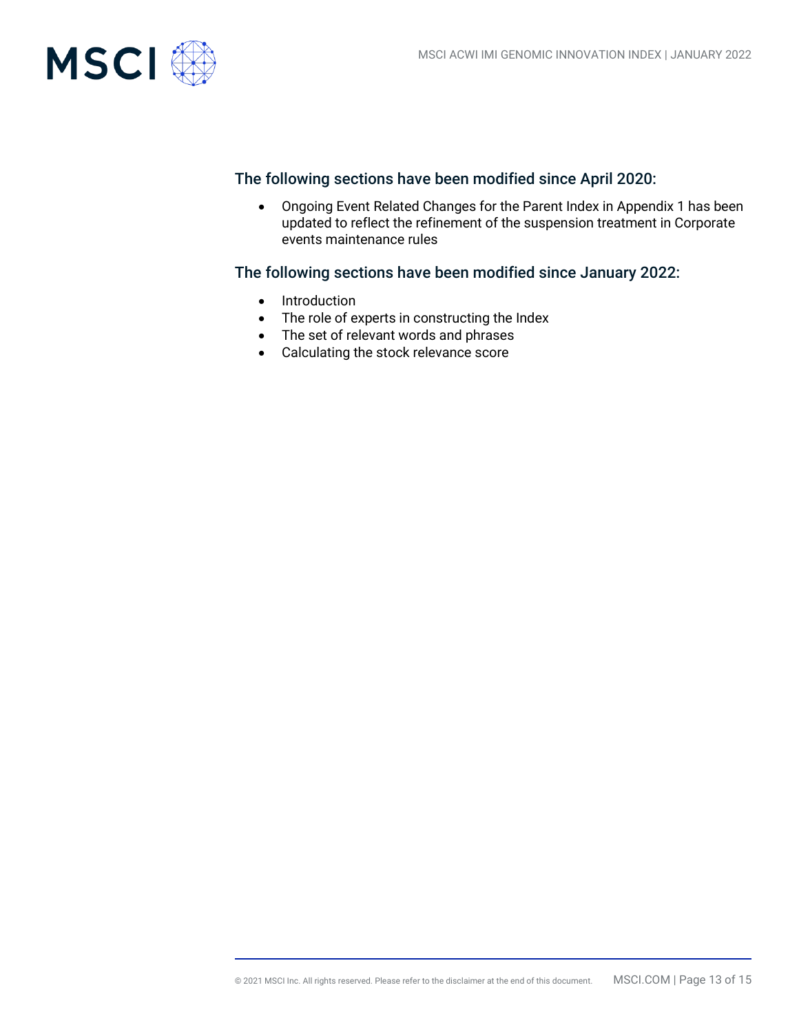### The following sections have been modified since April 2020:

- Ongoing Event Related Changes for the Parent Index in Appendix 1 has been updated to reflect the refinement of the suspension treatment in Corporate events maintenance rules

### The following sections have been modified since January 2022:

- Introduction
- The role of experts in constructing the Index
- The set of relevant words and phrases
- Calculating the stock relevance score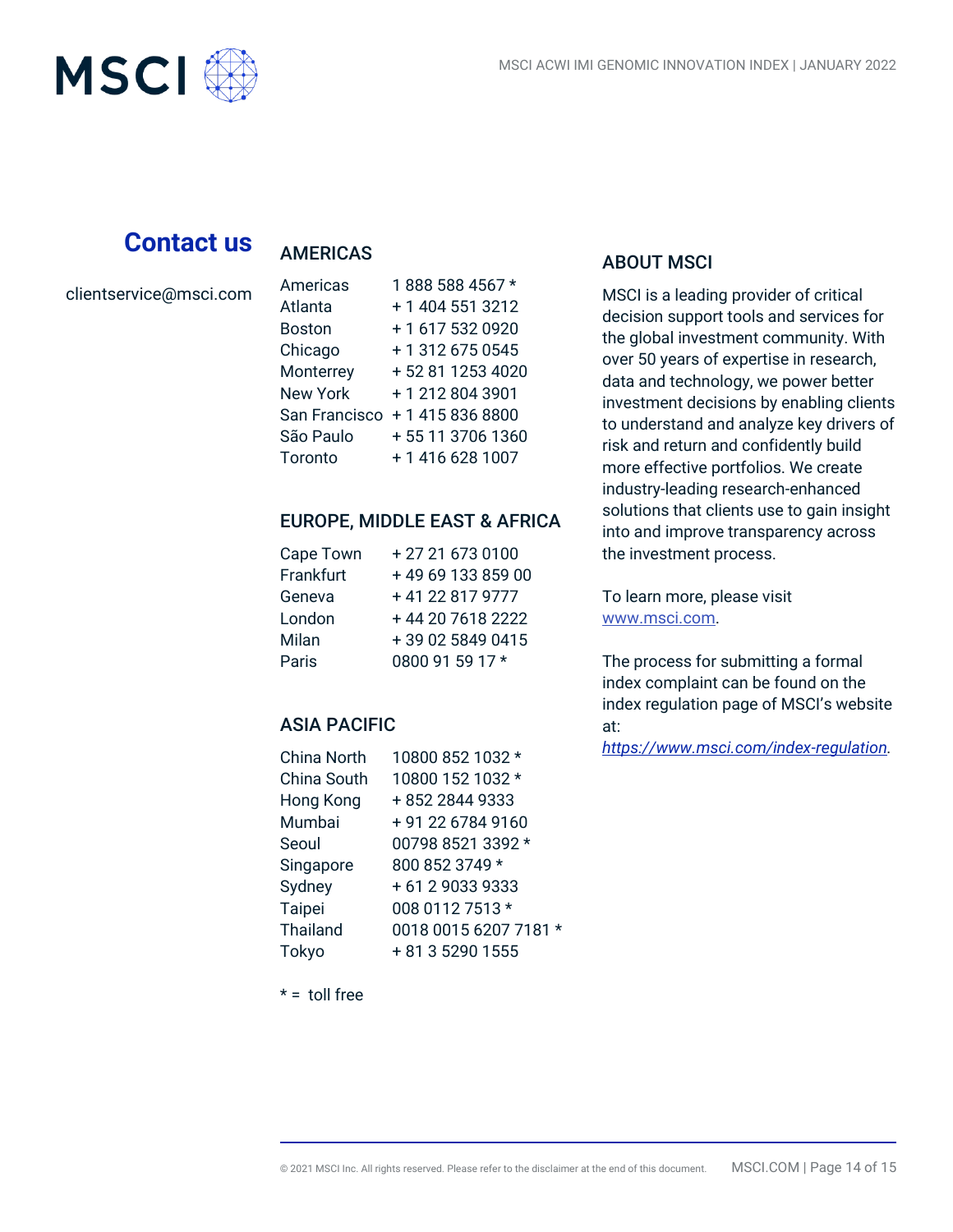## Contact us

clientservice@msci.com

### AMERICAS

| | |
|---|---|
| Americas | 1 888 588 4567 * |
| Atlanta | + 1 404 551 3212 |
| Boston | + 1 617 532 0920 |
| Chicago | + 1 312 675 0545 |
| Monterrey | + 52 81 1253 4020 |
| New York | + 1 212 804 3901 |
| San Francisco | + 1 415 836 8800 |
| São Paulo | + 55 11 3706 1360 |
| Toronto | + 1 416 628 1007 |

### EUROPE, MIDDLE EAST & AFRICA

| | |
|---|---|
| Cape Town | + 27 21 673 0100 |
| Frankfurt | + 49 69 133 859 00 |
| Geneva | + 41 22 817 9777 |
| London | + 44 20 7618 2222 |
| Milan | + 39 02 5849 0415 |
| Paris | 0800 91 59 17 * |

### ASIA PACIFIC

| | |
|---|---|
| China North | 10800 852 1032 * |
| China South | 10800 152 1032 * |
| Hong Kong | + 852 2844 9333 |
| Mumbai | + 91 22 6784 9160 |
| Seoul | 00798 8521 3392 * |
| Singapore | 800 852 3749 * |
| Sydney | + 61 2 9033 9333 |
| Taipei | 008 0112 7513 * |
| Thailand | 0018 0015 6207 7181 * |
| Tokyo | + 81 3 5290 1555 |

* = toll free

### ABOUT MSCI

MSCI is a leading provider of critical decision support tools and services for the global investment community. With over 50 years of expertise in research, data and technology, we power better investment decisions by enabling clients to understand and analyze key drivers of risk and return and confidently build more effective portfolios. We create industry-leading research-enhanced solutions that clients use to gain insight into and improve transparency across the investment process.

To learn more, please visit www.msci.com.

The process for submitting a formal index complaint can be found on the index regulation page of MSCI's website at: *https://www.msci.com/index-regulation*.

© 2021 MSCI Inc. All rights reserved. Please refer to the disclaimer at the end of this document.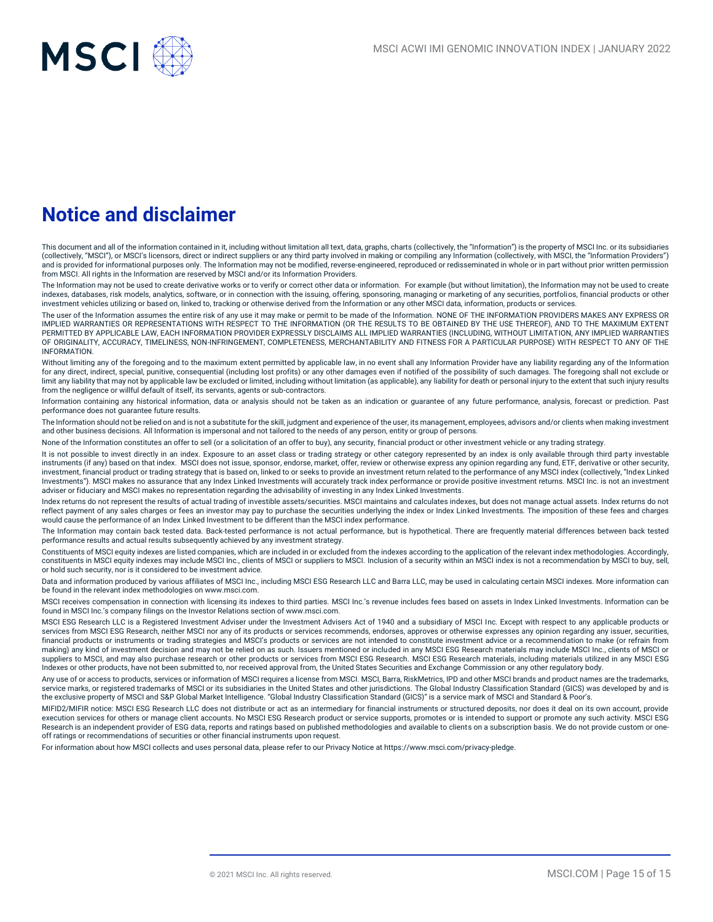# Notice and disclaimer

This document and all of the information contained in it, including without limitation all text, data, graphs, charts (collectively, the "Information") is the property of MSCI Inc. or its subsidiaries (collectively, "MSCI"), or MSCI's licensors, direct or indirect suppliers or any third party involved in making or compiling any Information (collectively, with MSCI, the "Information Providers") and is provided for informational purposes only. The Information may not be modified, reverse-engineered, reproduced or redisseminated in whole or in part without prior written permission from MSCI. All rights in the Information are reserved by MSCI and/or its Information Providers.

The Information may not be used to create derivative works or to verify or correct other data or information. For example (but without limitation), the Information may not be used to create indexes, databases, risk models, analytics, software, or in connection with the issuing, offering, sponsoring, managing or marketing of any securities, portfolios, financial products or other investment vehicles utilizing or based on, linked to, tracking or otherwise derived from the Information or any other MSCI data, information, products or services.

The user of the Information assumes the entire risk of any use it may make or permit to be made of the Information. NONE OF THE INFORMATION PROVIDERS MAKES ANY EXPRESS OR IMPLIED WARRANTIES OR REPRESENTATIONS WITH RESPECT TO THE INFORMATION (OR THE RESULTS TO BE OBTAINED BY THE USE THEREOF), AND TO THE MAXIMUM EXTENT PERMITTED BY APPLICABLE LAW, EACH INFORMATION PROVIDER EXPRESSLY DISCLAIMS ALL IMPLIED WARRANTIES (INCLUDING, WITHOUT LIMITATION, ANY IMPLIED WARRANTIES OF ORIGINALITY, ACCURACY, TIMELINESS, NON-INFRINGEMENT, COMPLETENESS, MERCHANTABILITY AND FITNESS FOR A PARTICULAR PURPOSE) WITH RESPECT TO ANY OF THE INFORMATION.

Without limiting any of the foregoing and to the maximum extent permitted by applicable law, in no event shall any Information Provider have any liability regarding any of the Information for any direct, indirect, special, punitive, consequential (including lost profits) or any other damages even if notified of the possibility of such damages. The foregoing shall not exclude or limit any liability that may not by applicable law be excluded or limited, including without limitation (as applicable), any liability for death or personal injury to the extent that such injury results from the negligence or willful default of itself, its servants, agents or sub-contractors.

Information containing any historical information, data or analysis should not be taken as an indication or guarantee of any future performance, analysis, forecast or prediction. Past performance does not guarantee future results.

The Information should not be relied on and is not a substitute for the skill, judgment and experience of the user, its management, employees, advisors and/or clients when making investment and other business decisions. All Information is impersonal and not tailored to the needs of any person, entity or group of persons.

None of the Information constitutes an offer to sell (or a solicitation of an offer to buy), any security, financial product or other investment vehicle or any trading strategy.

It is not possible to invest directly in an index. Exposure to an asset class or trading strategy or other category represented by an index is only available through third party investable instruments (if any) based on that index. MSCI does not issue, sponsor, endorse, market, offer, review or otherwise express any opinion regarding any fund, ETF, derivative or other security, investment, financial product or trading strategy that is based on, linked to or seeks to provide an investment return related to the performance of any MSCI index (collectively, "Index Linked Investments"). MSCI makes no assurance that any Index Linked Investments will accurately track index performance or provide positive investment returns. MSCI Inc. is not an investment adviser or fiduciary and MSCI makes no representation regarding the advisability of investing in any Index Linked Investments.

Index returns do not represent the results of actual trading of investible assets/securities. MSCI maintains and calculates indexes, but does not manage actual assets. Index returns do not reflect payment of any sales charges or fees an investor may pay to purchase the securities underlying the index or Index Linked Investments. The imposition of these fees and charges would cause the performance of an Index Linked Investment to be different than the MSCI index performance.

The Information may contain back tested data. Back-tested performance is not actual performance, but is hypothetical. There are frequently material differences between back tested performance results and actual results subsequently achieved by any investment strategy.

Constituents of MSCI equity indexes are listed companies, which are included in or excluded from the indexes according to the application of the relevant index methodologies. Accordingly, constituents in MSCI equity indexes may include MSCI Inc., clients of MSCI or suppliers to MSCI. Inclusion of a security within an MSCI index is not a recommendation by MSCI to buy, sell, or hold such security, nor is it considered to be investment advice.

Data and information produced by various affiliates of MSCI Inc., including MSCI ESG Research LLC and Barra LLC, may be used in calculating certain MSCI indexes. More information can be found in the relevant index methodologies on www.msci.com.

MSCI receives compensation in connection with licensing its indexes to third parties. MSCI Inc.'s revenue includes fees based on assets in Index Linked Investments. Information can be found in MSCI Inc.'s company filings on the Investor Relations section of www.msci.com.

MSCI ESG Research LLC is a Registered Investment Adviser under the Investment Advisers Act of 1940 and a subsidiary of MSCI Inc. Except with respect to any applicable products or services from MSCI ESG Research, neither MSCI nor any of its products or services recommends, endorses, approves or otherwise expresses any opinion regarding any issuer, securities, financial products or instruments or trading strategies and MSCI's products or services are not intended to constitute investment advice or a recommendation to make (or refrain from making) any kind of investment decision and may not be relied on as such. Issuers mentioned or included in any MSCI ESG Research materials may include MSCI Inc., clients of MSCI or suppliers to MSCI, and may also purchase research or other products or services from MSCI ESG Research. MSCI ESG Research materials, including materials utilized in any MSCI ESG Indexes or other products, have not been submitted to, nor received approval from, the United States Securities and Exchange Commission or any other regulatory body.

Any use of or access to products, services or information of MSCI requires a license from MSCI. MSCI, Barra, RiskMetrics, IPD and other MSCI brands and product names are the trademarks, service marks, or registered trademarks of MSCI or its subsidiaries in the United States and other jurisdictions. The Global Industry Classification Standard (GICS) was developed by and is the exclusive property of MSCI and S&P Global Market Intelligence. "Global Industry Classification Standard (GICS)" is a service mark of MSCI and Standard & Poor's.

MIFID2/MIFIR notice: MSCI ESG Research LLC does not distribute or act as an intermediary for financial instruments or structured deposits, nor does it deal on its own account, provide execution services for others or manage client accounts. No MSCI ESG Research product or service supports, promotes or is intended to support or promote any such activity. MSCI ESG Research is an independent provider of ESG data, reports and ratings based on published methodologies and available to clients on a subscription basis. We do not provide custom or one-off ratings or recommendations of securities or other financial instruments upon request.

For information about how MSCI collects and uses personal data, please refer to our Privacy Notice at https://www.msci.com/privacy-pledge.